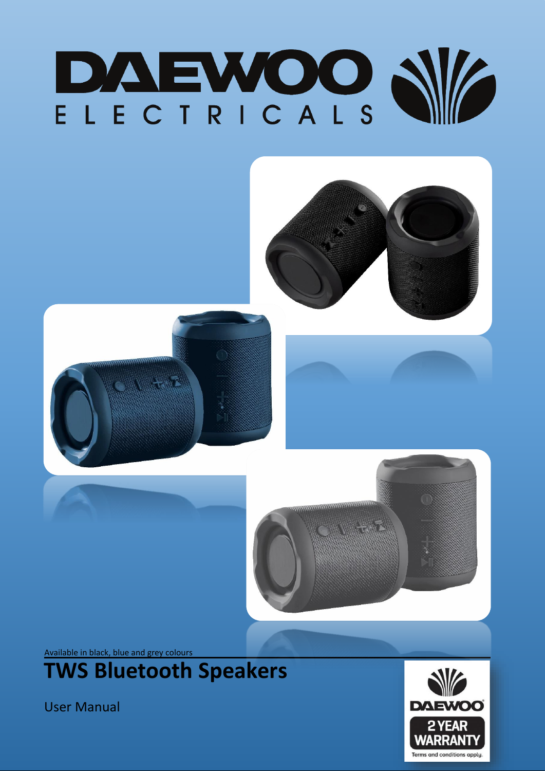# DAEWOO ELECTRICALS

Available in black, blue and grey colours

# TWS Bluetooth Speakers

User Manual

DAEWOO 2 YEAR WARRANTY

Terms and conditions apply.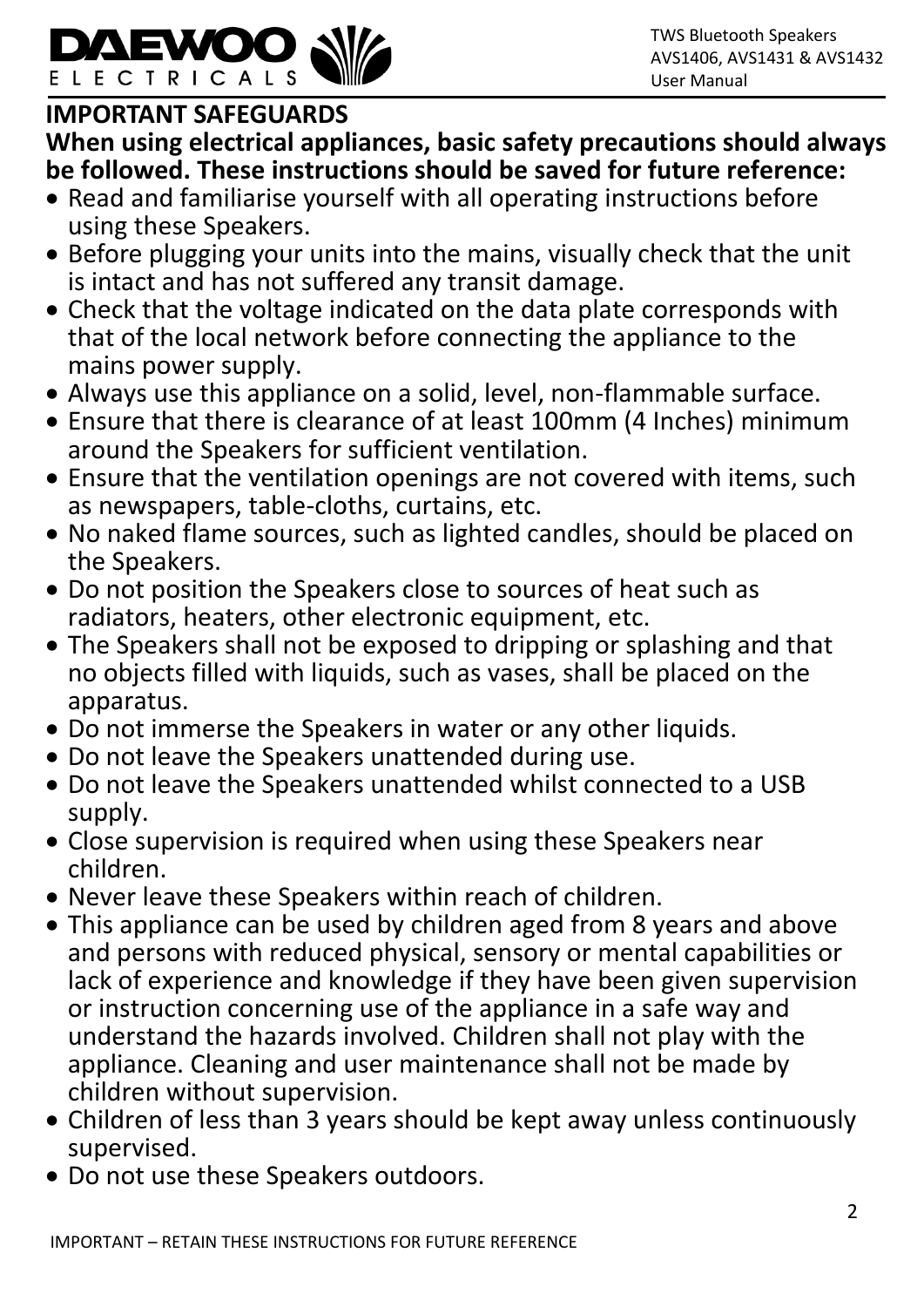## IMPORTANT SAFEGUARDS

**When using electrical appliances, basic safety precautions should always be followed. These instructions should be saved for future reference:**

- Read and familiarise yourself with all operating instructions before using these Speakers.
- Before plugging your units into the mains, visually check that the unit is intact and has not suffered any transit damage.
- Check that the voltage indicated on the data plate corresponds with that of the local network before connecting the appliance to the mains power supply.
- Always use this appliance on a solid, level, non-flammable surface.
- Ensure that there is clearance of at least 100mm (4 Inches) minimum around the Speakers for sufficient ventilation.
- Ensure that the ventilation openings are not covered with items, such as newspapers, table-cloths, curtains, etc.
- No naked flame sources, such as lighted candles, should be placed on the Speakers.
- Do not position the Speakers close to sources of heat such as radiators, heaters, other electronic equipment, etc.
- The Speakers shall not be exposed to dripping or splashing and that no objects filled with liquids, such as vases, shall be placed on the apparatus.
- Do not immerse the Speakers in water or any other liquids.
- Do not leave the Speakers unattended during use.
- Do not leave the Speakers unattended whilst connected to a USB supply.
- Close supervision is required when using these Speakers near children.
- Never leave these Speakers within reach of children.
- This appliance can be used by children aged from 8 years and above and persons with reduced physical, sensory or mental capabilities or lack of experience and knowledge if they have been given supervision or instruction concerning use of the appliance in a safe way and understand the hazards involved. Children shall not play with the appliance. Cleaning and user maintenance shall not be made by children without supervision.
- Children of less than 3 years should be kept away unless continuously supervised.
- Do not use these Speakers outdoors.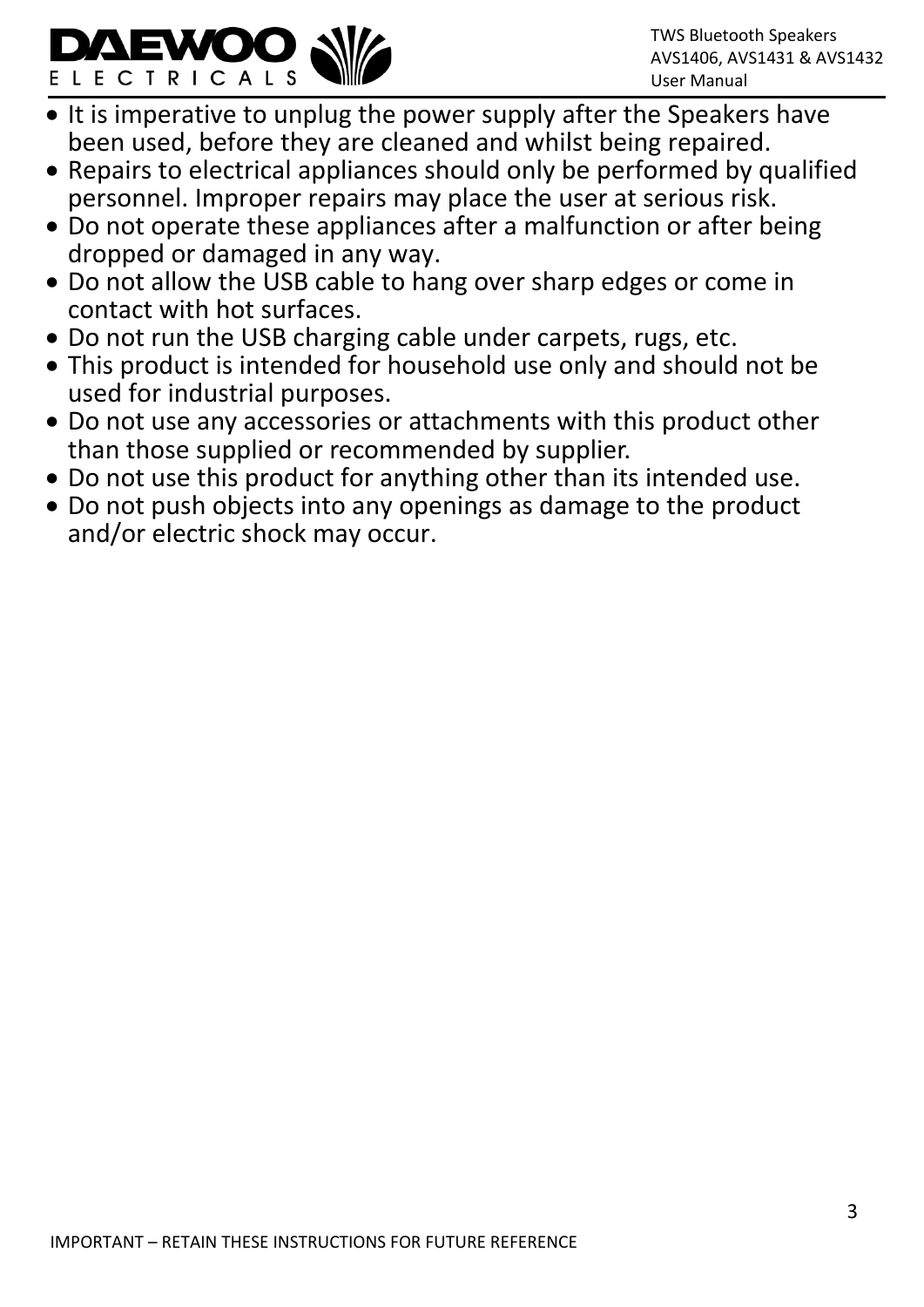- It is imperative to unplug the power supply after the Speakers have been used, before they are cleaned and whilst being repaired.
- Repairs to electrical appliances should only be performed by qualified personnel. Improper repairs may place the user at serious risk.
- Do not operate these appliances after a malfunction or after being dropped or damaged in any way.
- Do not allow the USB cable to hang over sharp edges or come in contact with hot surfaces.
- Do not run the USB charging cable under carpets, rugs, etc.
- This product is intended for household use only and should not be used for industrial purposes.
- Do not use any accessories or attachments with this product other than those supplied or recommended by supplier.
- Do not use this product for anything other than its intended use.
- Do not push objects into any openings as damage to the product and/or electric shock may occur.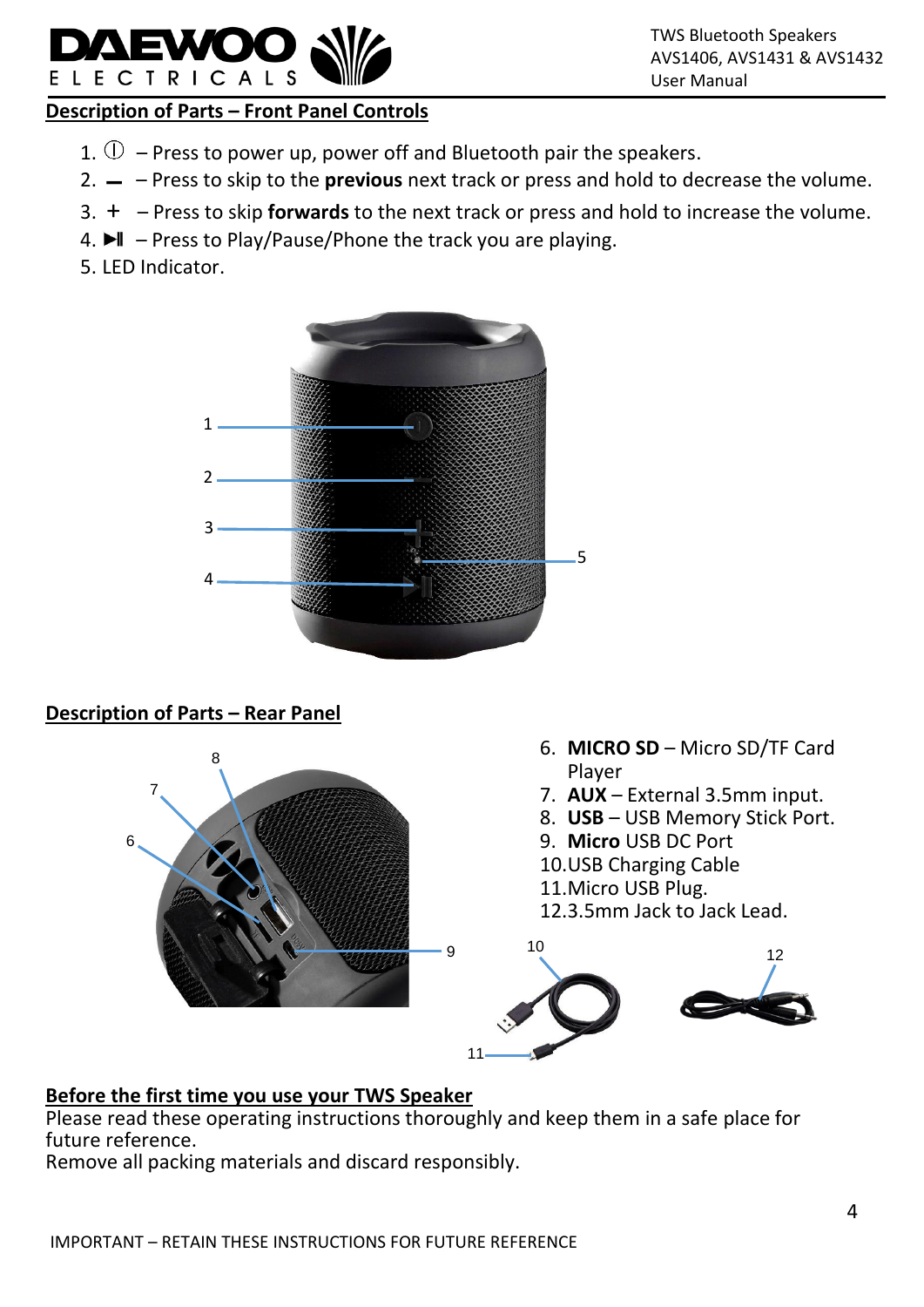## Description of Parts – Front Panel Controls

1. ⏻ – Press to power up, power off and Bluetooth pair the speakers.
2. **—** – Press to skip to the **previous** next track or press and hold to decrease the volume.
3. **+** – Press to skip **forwards** to the next track or press and hold to increase the volume.
4. ▶‖ – Press to Play/Pause/Phone the track you are playing.
5. LED Indicator.

## Description of Parts – Rear Panel

6. **MICRO SD** – Micro SD/TF Card Player
7. **AUX** – External 3.5mm input.
8. **USB** – USB Memory Stick Port.
9. **Micro** USB DC Port
10. USB Charging Cable
11. Micro USB Plug.
12. 3.5mm Jack to Jack Lead.

## Before the first time you use your TWS Speaker

Please read these operating instructions thoroughly and keep them in a safe place for future reference.
Remove all packing materials and discard responsibly.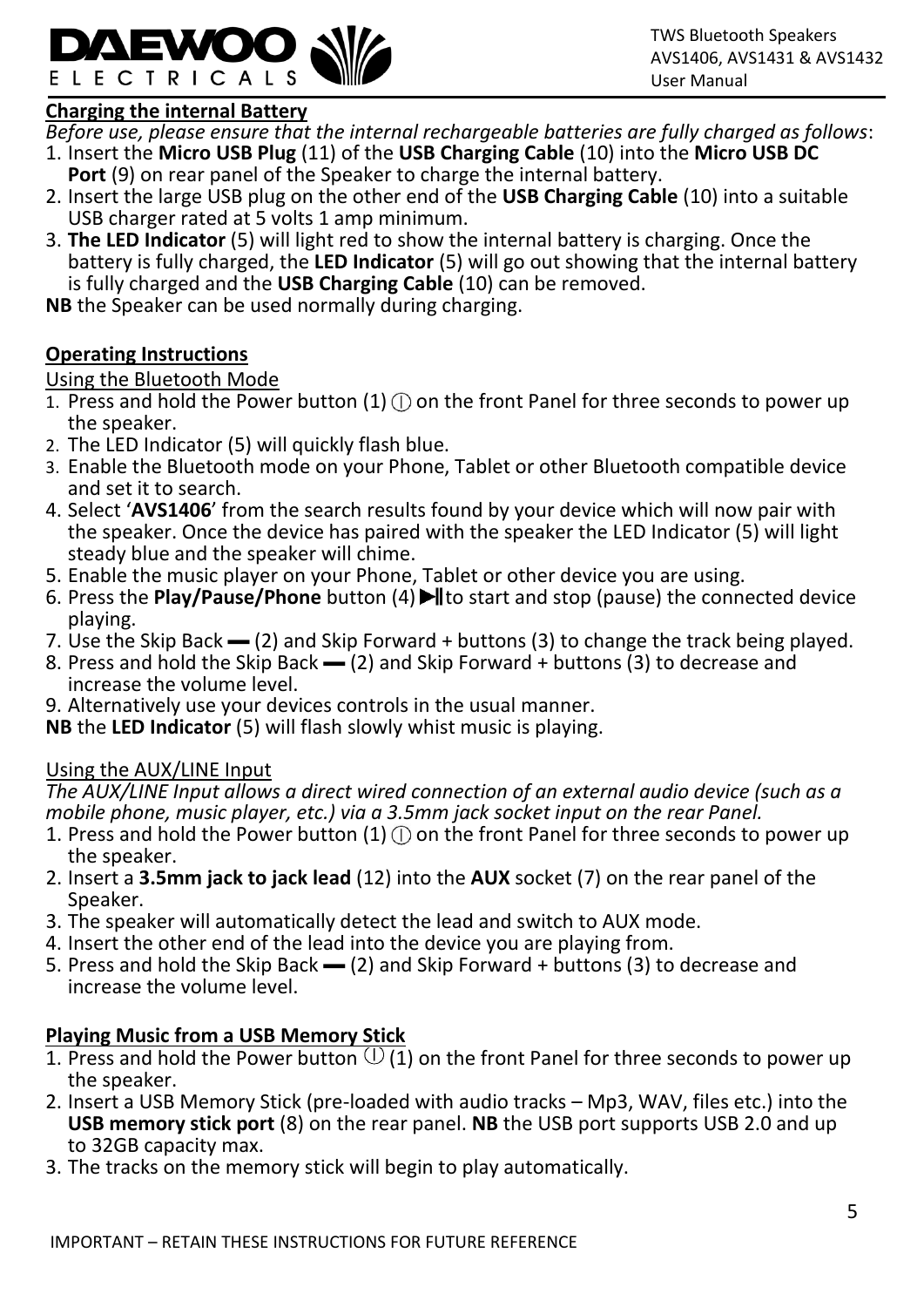## Charging the internal Battery

*Before use, please ensure that the internal rechargeable batteries are fully charged as follows*:

1. Insert the **Micro USB Plug** (11) of the **USB Charging Cable** (10) into the **Micro USB DC Port** (9) on rear panel of the Speaker to charge the internal battery.
2. Insert the large USB plug on the other end of the **USB Charging Cable** (10) into a suitable USB charger rated at 5 volts 1 amp minimum.
3. **The LED Indicator** (5) will light red to show the internal battery is charging. Once the battery is fully charged, the **LED Indicator** (5) will go out showing that the internal battery is fully charged and the **USB Charging Cable** (10) can be removed.

**NB** the Speaker can be used normally during charging.

## Operating Instructions

Using the Bluetooth Mode

1. Press and hold the Power button (1) ⓘ on the front Panel for three seconds to power up the speaker.
2. The LED Indicator (5) will quickly flash blue.
3. Enable the Bluetooth mode on your Phone, Tablet or other Bluetooth compatible device and set it to search.
4. Select '**AVS1406**' from the search results found by your device which will now pair with the speaker. Once the device has paired with the speaker the LED Indicator (5) will light steady blue and the speaker will chime.
5. Enable the music player on your Phone, Tablet or other device you are using.
6. Press the **Play/Pause/Phone** button (4) ▶II to start and stop (pause) the connected device playing.
7. Use the Skip Back ▬ (2) and Skip Forward + buttons (3) to change the track being played.
8. Press and hold the Skip Back ▬ (2) and Skip Forward + buttons (3) to decrease and increase the volume level.
9. Alternatively use your devices controls in the usual manner.

**NB** the **LED Indicator** (5) will flash slowly whist music is playing.

Using the AUX/LINE Input

*The AUX/LINE Input allows a direct wired connection of an external audio device (such as a mobile phone, music player, etc.) via a 3.5mm jack socket input on the rear Panel.*

1. Press and hold the Power button (1) ⓘ on the front Panel for three seconds to power up the speaker.
2. Insert a **3.5mm jack to jack lead** (12) into the **AUX** socket (7) on the rear panel of the Speaker.
3. The speaker will automatically detect the lead and switch to AUX mode.
4. Insert the other end of the lead into the device you are playing from.
5. Press and hold the Skip Back ▬ (2) and Skip Forward + buttons (3) to decrease and increase the volume level.

## Playing Music from a USB Memory Stick

1. Press and hold the Power button ⓘ (1) on the front Panel for three seconds to power up the speaker.
2. Insert a USB Memory Stick (pre-loaded with audio tracks – Mp3, WAV, files etc.) into the **USB memory stick port** (8) on the rear panel. **NB** the USB port supports USB 2.0 and up to 32GB capacity max.
3. The tracks on the memory stick will begin to play automatically.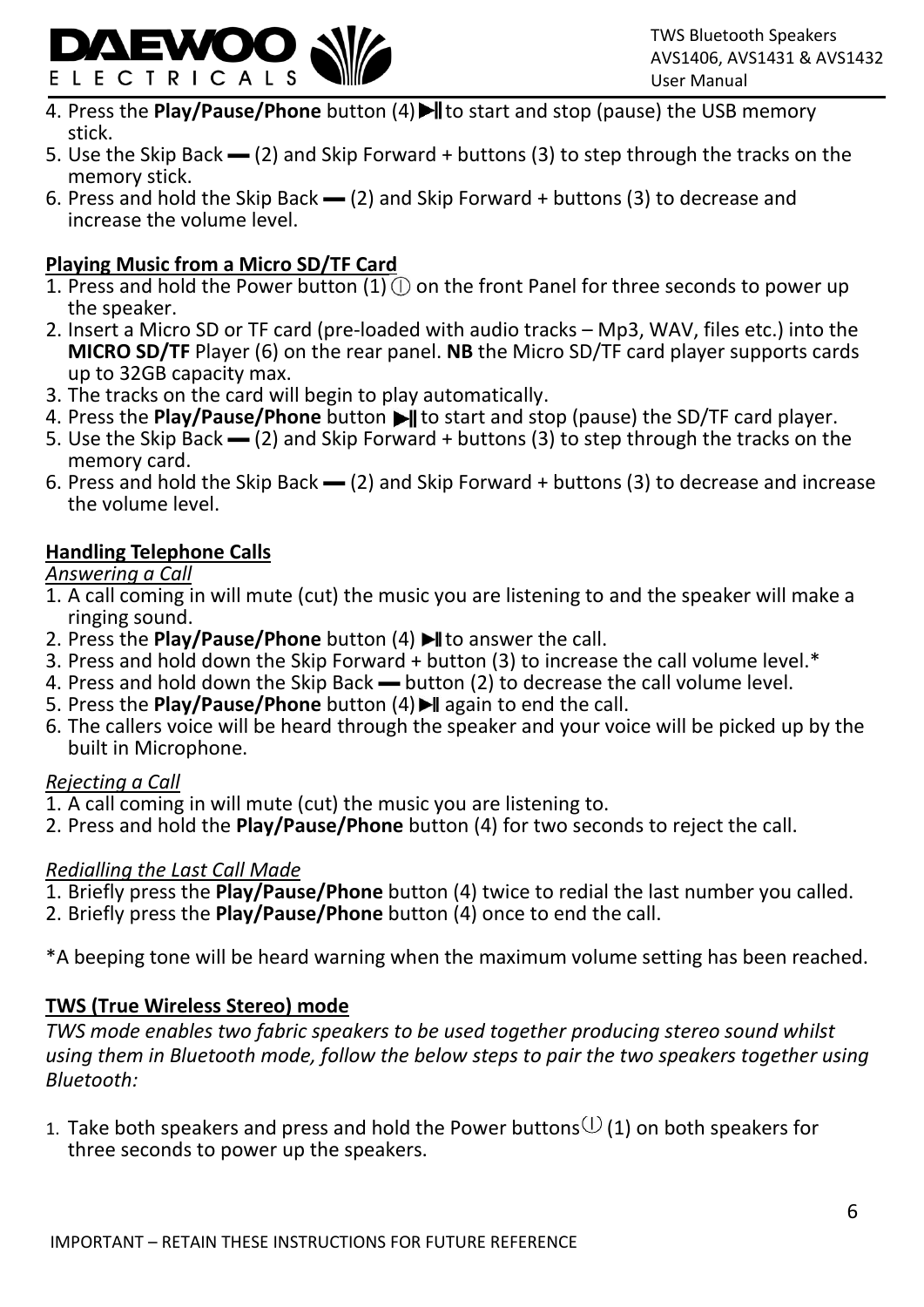4. Press the **Play/Pause/Phone** button (4) ▶‖ to start and stop (pause) the USB memory stick.
5. Use the Skip Back ▬ (2) and Skip Forward + buttons (3) to step through the tracks on the memory stick.
6. Press and hold the Skip Back ▬ (2) and Skip Forward + buttons (3) to decrease and increase the volume level.

**Playing Music from a Micro SD/TF Card**

1. Press and hold the Power button (1) ⓘ on the front Panel for three seconds to power up the speaker.
2. Insert a Micro SD or TF card (pre-loaded with audio tracks – Mp3, WAV, files etc.) into the **MICRO SD/TF** Player (6) on the rear panel. **NB** the Micro SD/TF card player supports cards up to 32GB capacity max.
3. The tracks on the card will begin to play automatically.
4. Press the **Play/Pause/Phone** button ▶‖ to start and stop (pause) the SD/TF card player.
5. Use the Skip Back ▬ (2) and Skip Forward + buttons (3) to step through the tracks on the memory card.
6. Press and hold the Skip Back ▬ (2) and Skip Forward + buttons (3) to decrease and increase the volume level.

**Handling Telephone Calls**

*Answering a Call*

1. A call coming in will mute (cut) the music you are listening to and the speaker will make a ringing sound.
2. Press the **Play/Pause/Phone** button (4) ▶‖ to answer the call.
3. Press and hold down the Skip Forward + button (3) to increase the call volume level.*
4. Press and hold down the Skip Back ▬ button (2) to decrease the call volume level.
5. Press the **Play/Pause/Phone** button (4) ▶‖ again to end the call.
6. The callers voice will be heard through the speaker and your voice will be picked up by the built in Microphone.

*Rejecting a Call*

1. A call coming in will mute (cut) the music you are listening to.
2. Press and hold the **Play/Pause/Phone** button (4) for two seconds to reject the call.

*Redialling the Last Call Made*

1. Briefly press the **Play/Pause/Phone** button (4) twice to redial the last number you called.
2. Briefly press the **Play/Pause/Phone** button (4) once to end the call.

*A beeping tone will be heard warning when the maximum volume setting has been reached.

**TWS (True Wireless Stereo) mode**

*TWS mode enables two fabric speakers to be used together producing stereo sound whilst using them in Bluetooth mode, follow the below steps to pair the two speakers together using Bluetooth:*

1. Take both speakers and press and hold the Power buttons ⓘ (1) on both speakers for three seconds to power up the speakers.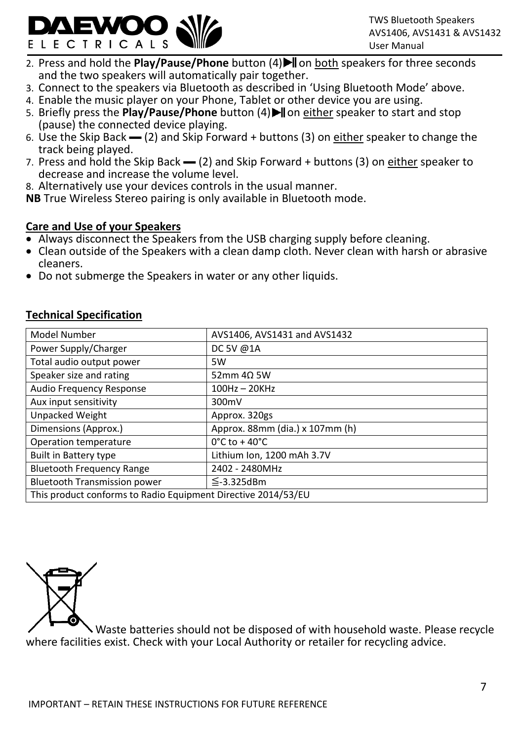2. Press and hold the **Play/Pause/Phone** button (4)▶‖ on both speakers for three seconds and the two speakers will automatically pair together.
3. Connect to the speakers via Bluetooth as described in 'Using Bluetooth Mode' above.
4. Enable the music player on your Phone, Tablet or other device you are using.
5. Briefly press the **Play/Pause/Phone** button (4)▶‖ on either speaker to start and stop (pause) the connected device playing.
6. Use the Skip Back **—** (2) and Skip Forward + buttons (3) on either speaker to change the track being played.
7. Press and hold the Skip Back **—** (2) and Skip Forward + buttons (3) on either speaker to decrease and increase the volume level.
8. Alternatively use your devices controls in the usual manner.

**NB** True Wireless Stereo pairing is only available in Bluetooth mode.

## Care and Use of your Speakers

- Always disconnect the Speakers from the USB charging supply before cleaning.
- Clean outside of the Speakers with a clean damp cloth. Never clean with harsh or abrasive cleaners.
- Do not submerge the Speakers in water or any other liquids.

## Technical Specification

| Model Number | AVS1406, AVS1431 and AVS1432 |
|---|---|
| Power Supply/Charger | DC 5V @1A |
| Total audio output power | 5W |
| Speaker size and rating | 52mm 4Ω 5W |
| Audio Frequency Response | 100Hz – 20KHz |
| Aux input sensitivity | 300mV |
| Unpacked Weight | Approx. 320gs |
| Dimensions (Approx.) | Approx. 88mm (dia.) x 107mm (h) |
| Operation temperature | 0°C to + 40°C |
| Built in Battery type | Lithium Ion, 1200 mAh 3.7V |
| Bluetooth Frequency Range | 2402 - 2480MHz |
| Bluetooth Transmission power | ≦-3.325dBm |
| This product conforms to Radio Equipment Directive 2014/53/EU | |

Waste batteries should not be disposed of with household waste. Please recycle where facilities exist. Check with your Local Authority or retailer for recycling advice.

IMPORTANT – RETAIN THESE INSTRUCTIONS FOR FUTURE REFERENCE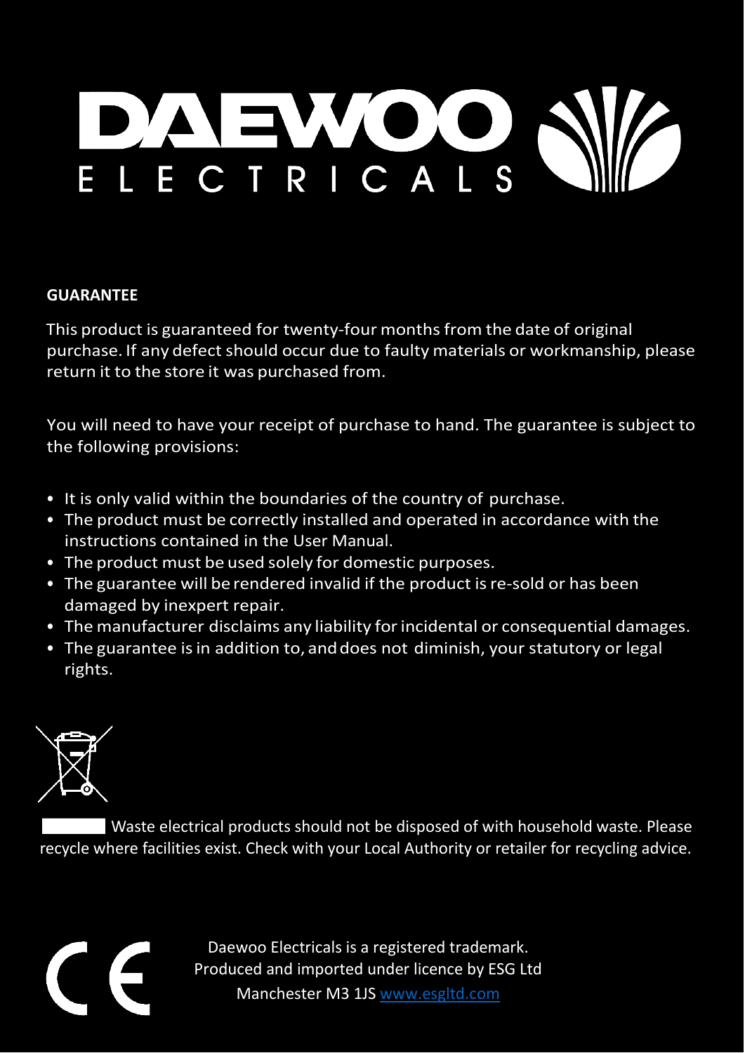DAEWOO ELECTRICALS

## GUARANTEE

This product is guaranteed for twenty-four months from the date of original purchase. If any defect should occur due to faulty materials or workmanship, please return it to the store it was purchased from.

You will need to have your receipt of purchase to hand. The guarantee is subject to the following provisions:

- It is only valid within the boundaries of the country of purchase.
- The product must be correctly installed and operated in accordance with the instructions contained in the User Manual.
- The product must be used solely for domestic purposes.
- The guarantee will be rendered invalid if the product is re-sold or has been damaged by inexpert repair.
- The manufacturer disclaims any liability for incidental or consequential damages.
- The guarantee is in addition to, and does not diminish, your statutory or legal rights.

Waste electrical products should not be disposed of with household waste. Please recycle where facilities exist. Check with your Local Authority or retailer for recycling advice.

CE

Daewoo Electricals is a registered trademark.
Produced and imported under licence by ESG Ltd
Manchester M3 1JS www.esgltd.com